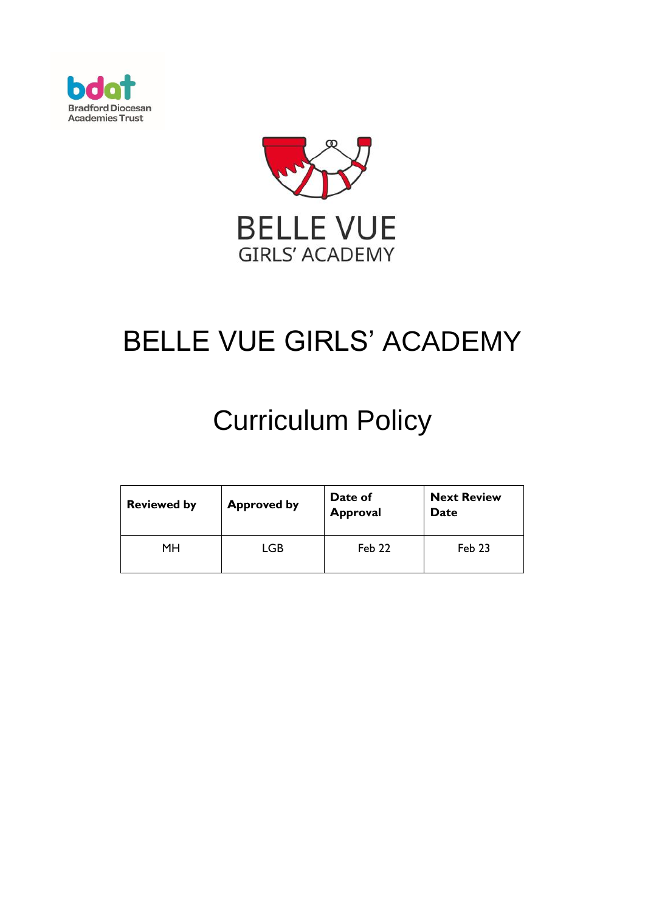Bradford Diocesan Academies Trust

BELLE VUE GIRLS' ACADEMY

# BELLE VUE GIRLS' ACADEMY

# Curriculum Policy

| **Reviewed by** | **Approved by** | **Date of Approval** | **Next Review Date** |
| --- | --- | --- | --- |
| MH | LGB | Feb 22 | Feb 23 |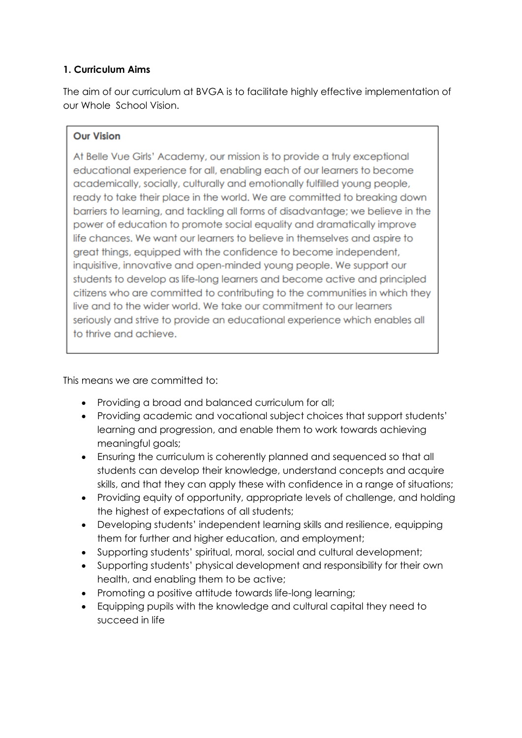**1. Curriculum Aims**

The aim of our curriculum at BVGA is to facilitate highly effective implementation of our Whole School Vision.

> **Our Vision**
>
> At Belle Vue Girls' Academy, our mission is to provide a truly exceptional educational experience for all, enabling each of our learners to become academically, socially, culturally and emotionally fulfilled young people, ready to take their place in the world. We are committed to breaking down barriers to learning, and tackling all forms of disadvantage; we believe in the power of education to promote social equality and dramatically improve life chances. We want our learners to believe in themselves and aspire to great things, equipped with the confidence to become independent, inquisitive, innovative and open-minded young people. We support our students to develop as life-long learners and become active and principled citizens who are committed to contributing to the communities in which they live and to the wider world. We take our commitment to our learners seriously and strive to provide an educational experience which enables all to thrive and achieve.

This means we are committed to:

- Providing a broad and balanced curriculum for all;
- Providing academic and vocational subject choices that support students' learning and progression, and enable them to work towards achieving meaningful goals;
- Ensuring the curriculum is coherently planned and sequenced so that all students can develop their knowledge, understand concepts and acquire skills, and that they can apply these with confidence in a range of situations;
- Providing equity of opportunity, appropriate levels of challenge, and holding the highest of expectations of all students;
- Developing students' independent learning skills and resilience, equipping them for further and higher education, and employment;
- Supporting students' spiritual, moral, social and cultural development;
- Supporting students' physical development and responsibility for their own health, and enabling them to be active;
- Promoting a positive attitude towards life-long learning;
- Equipping pupils with the knowledge and cultural capital they need to succeed in life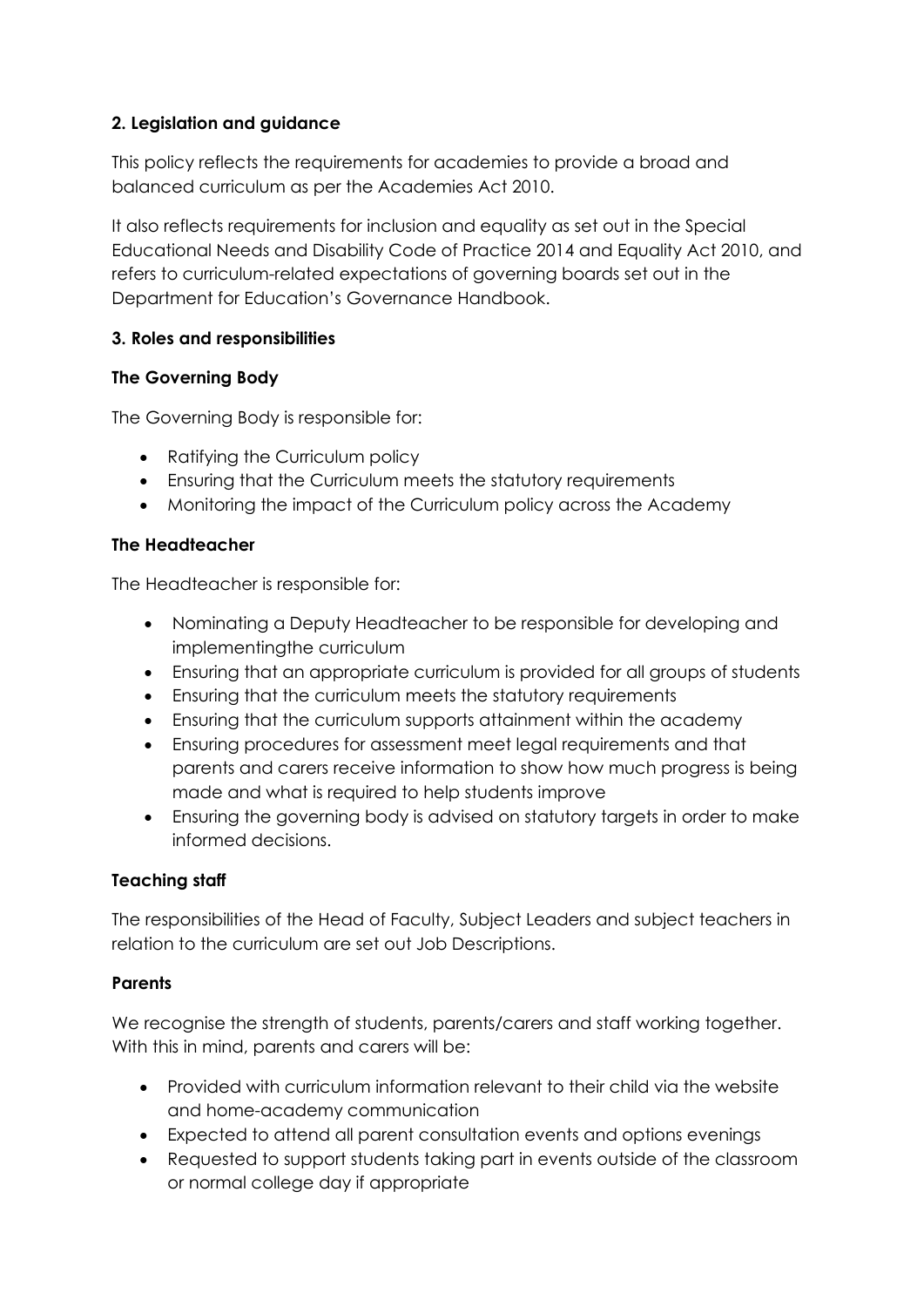## 2. Legislation and guidance

This policy reflects the requirements for academies to provide a broad and balanced curriculum as per the Academies Act 2010.

It also reflects requirements for inclusion and equality as set out in the Special Educational Needs and Disability Code of Practice 2014 and Equality Act 2010, and refers to curriculum-related expectations of governing boards set out in the Department for Education's Governance Handbook.

## 3. Roles and responsibilities

### The Governing Body

The Governing Body is responsible for:

- Ratifying the Curriculum policy
- Ensuring that the Curriculum meets the statutory requirements
- Monitoring the impact of the Curriculum policy across the Academy

### The Headteacher

The Headteacher is responsible for:

- Nominating a Deputy Headteacher to be responsible for developing and implementingthe curriculum
- Ensuring that an appropriate curriculum is provided for all groups of students
- Ensuring that the curriculum meets the statutory requirements
- Ensuring that the curriculum supports attainment within the academy
- Ensuring procedures for assessment meet legal requirements and that parents and carers receive information to show how much progress is being made and what is required to help students improve
- Ensuring the governing body is advised on statutory targets in order to make informed decisions.

### Teaching staff

The responsibilities of the Head of Faculty, Subject Leaders and subject teachers in relation to the curriculum are set out Job Descriptions.

### Parents

We recognise the strength of students, parents/carers and staff working together. With this in mind, parents and carers will be:

- Provided with curriculum information relevant to their child via the website and home-academy communication
- Expected to attend all parent consultation events and options evenings
- Requested to support students taking part in events outside of the classroom or normal college day if appropriate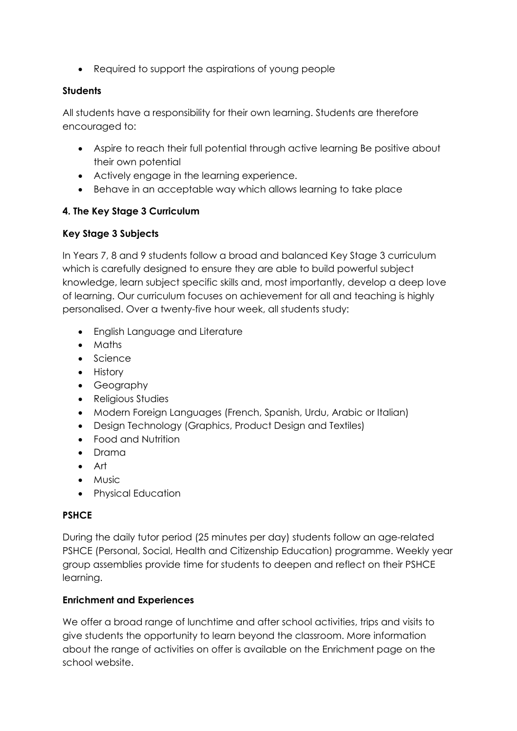- Required to support the aspirations of young people

**Students**

All students have a responsibility for their own learning. Students are therefore encouraged to:

- Aspire to reach their full potential through active learning Be positive about their own potential
- Actively engage in the learning experience.
- Behave in an acceptable way which allows learning to take place

### 4. The Key Stage 3 Curriculum

**Key Stage 3 Subjects**

In Years 7, 8 and 9 students follow a broad and balanced Key Stage 3 curriculum which is carefully designed to ensure they are able to build powerful subject knowledge, learn subject specific skills and, most importantly, develop a deep love of learning. Our curriculum focuses on achievement for all and teaching is highly personalised. Over a twenty-five hour week, all students study:

- English Language and Literature
- Maths
- Science
- History
- Geography
- Religious Studies
- Modern Foreign Languages (French, Spanish, Urdu, Arabic or Italian)
- Design Technology (Graphics, Product Design and Textiles)
- Food and Nutrition
- Drama
- Art
- Music
- Physical Education

**PSHCE**

During the daily tutor period (25 minutes per day) students follow an age-related PSHCE (Personal, Social, Health and Citizenship Education) programme. Weekly year group assemblies provide time for students to deepen and reflect on their PSHCE learning.

**Enrichment and Experiences**

We offer a broad range of lunchtime and after school activities, trips and visits to give students the opportunity to learn beyond the classroom. More information about the range of activities on offer is available on the Enrichment page on the school website.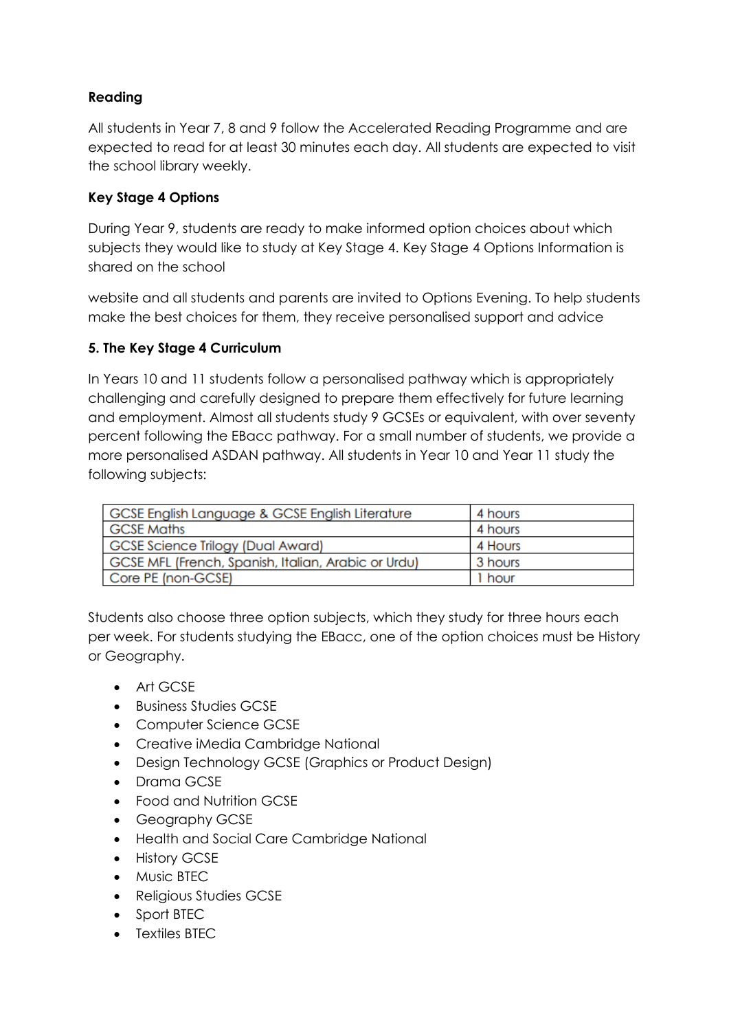**Reading**

All students in Year 7, 8 and 9 follow the Accelerated Reading Programme and are expected to read for at least 30 minutes each day. All students are expected to visit the school library weekly.

**Key Stage 4 Options**

During Year 9, students are ready to make informed option choices about which subjects they would like to study at Key Stage 4. Key Stage 4 Options Information is shared on the school

website and all students and parents are invited to Options Evening. To help students make the best choices for them, they receive personalised support and advice

**5. The Key Stage 4 Curriculum**

In Years 10 and 11 students follow a personalised pathway which is appropriately challenging and carefully designed to prepare them effectively for future learning and employment. Almost all students study 9 GCSEs or equivalent, with over seventy percent following the EBacc pathway. For a small number of students, we provide a more personalised ASDAN pathway. All students in Year 10 and Year 11 study the following subjects:

| GCSE English Language & GCSE English Literature | 4 hours |
|---|---|
| GCSE Maths | 4 hours |
| GCSE Science Trilogy (Dual Award) | 4 Hours |
| GCSE MFL (French, Spanish, Italian, Arabic or Urdu) | 3 hours |
| Core PE (non-GCSE) | 1 hour |

Students also choose three option subjects, which they study for three hours each per week. For students studying the EBacc, one of the option choices must be History or Geography.

- Art GCSE
- Business Studies GCSE
- Computer Science GCSE
- Creative iMedia Cambridge National
- Design Technology GCSE (Graphics or Product Design)
- Drama GCSE
- Food and Nutrition GCSE
- Geography GCSE
- Health and Social Care Cambridge National
- History GCSE
- Music BTEC
- Religious Studies GCSE
- Sport BTEC
- Textiles BTEC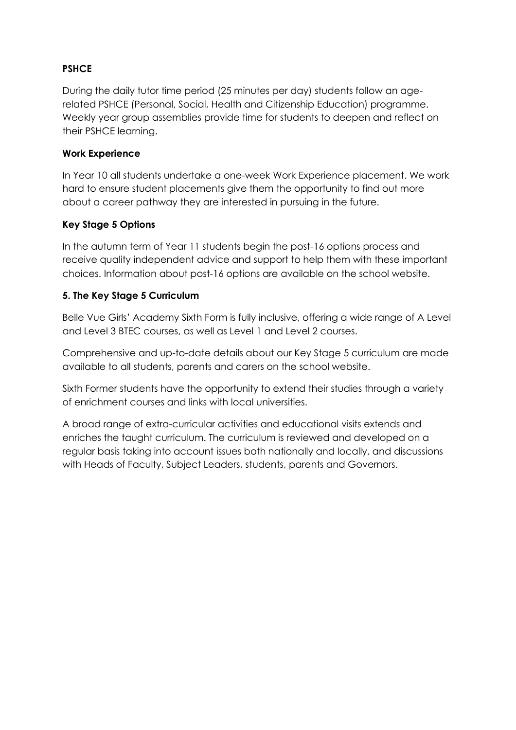**PSHCE**

During the daily tutor time period (25 minutes per day) students follow an age-related PSHCE (Personal, Social, Health and Citizenship Education) programme. Weekly year group assemblies provide time for students to deepen and reflect on their PSHCE learning.

**Work Experience**

In Year 10 all students undertake a one-week Work Experience placement. We work hard to ensure student placements give them the opportunity to find out more about a career pathway they are interested in pursuing in the future.

**Key Stage 5 Options**

In the autumn term of Year 11 students begin the post-16 options process and receive quality independent advice and support to help them with these important choices. Information about post-16 options are available on the school website.

**5. The Key Stage 5 Curriculum**

Belle Vue Girls' Academy Sixth Form is fully inclusive, offering a wide range of A Level and Level 3 BTEC courses, as well as Level 1 and Level 2 courses.

Comprehensive and up-to-date details about our Key Stage 5 curriculum are made available to all students, parents and carers on the school website.

Sixth Former students have the opportunity to extend their studies through a variety of enrichment courses and links with local universities.

A broad range of extra-curricular activities and educational visits extends and enriches the taught curriculum. The curriculum is reviewed and developed on a regular basis taking into account issues both nationally and locally, and discussions with Heads of Faculty, Subject Leaders, students, parents and Governors.